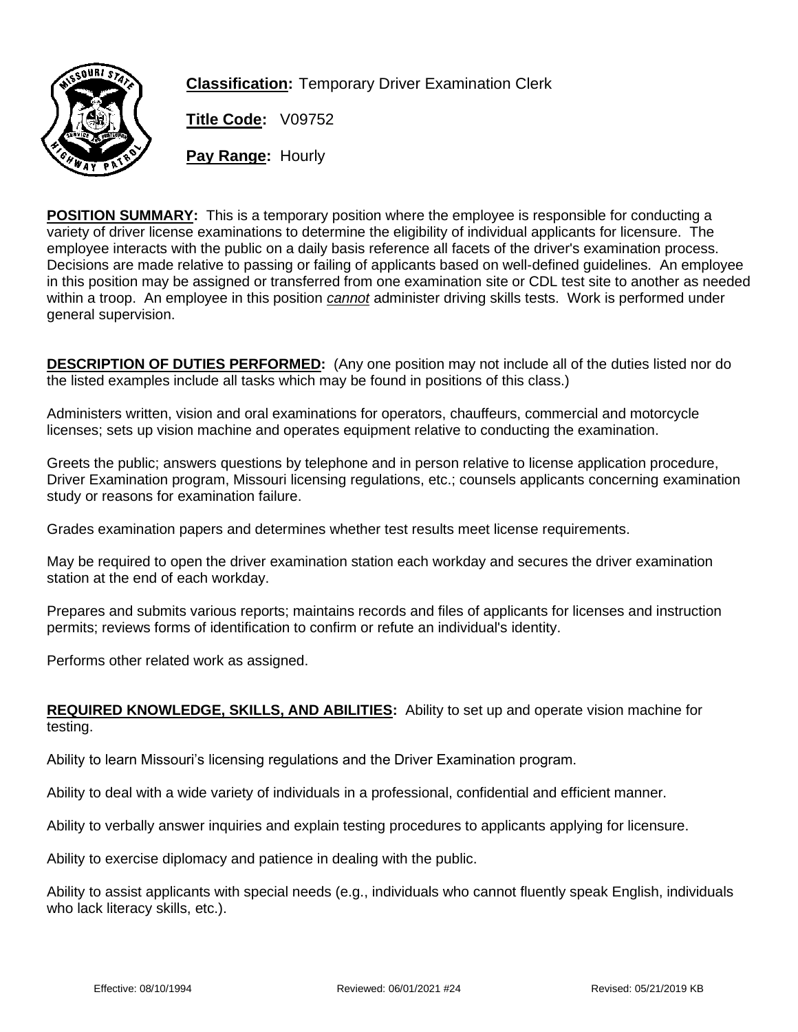**Classification:** Temporary Driver Examination Clerk

**Title Code:** V09752

**Pay Range:** Hourly

**POSITION SUMMARY:** This is a temporary position where the employee is responsible for conducting a variety of driver license examinations to determine the eligibility of individual applicants for licensure. The employee interacts with the public on a daily basis reference all facets of the driver's examination process. Decisions are made relative to passing or failing of applicants based on well-defined guidelines. An employee in this position may be assigned or transferred from one examination site or CDL test site to another as needed within a troop. An employee in this position *cannot* administer driving skills tests. Work is performed under general supervision.

**DESCRIPTION OF DUTIES PERFORMED:** (Any one position may not include all of the duties listed nor do the listed examples include all tasks which may be found in positions of this class.)

Administers written, vision and oral examinations for operators, chauffeurs, commercial and motorcycle licenses; sets up vision machine and operates equipment relative to conducting the examination.

Greets the public; answers questions by telephone and in person relative to license application procedure, Driver Examination program, Missouri licensing regulations, etc.; counsels applicants concerning examination study or reasons for examination failure.

Grades examination papers and determines whether test results meet license requirements.

May be required to open the driver examination station each workday and secures the driver examination station at the end of each workday.

Prepares and submits various reports; maintains records and files of applicants for licenses and instruction permits; reviews forms of identification to confirm or refute an individual's identity.

Performs other related work as assigned.

**REQUIRED KNOWLEDGE, SKILLS, AND ABILITIES:** Ability to set up and operate vision machine for testing.

Ability to learn Missouri's licensing regulations and the Driver Examination program.

Ability to deal with a wide variety of individuals in a professional, confidential and efficient manner.

Ability to verbally answer inquiries and explain testing procedures to applicants applying for licensure.

Ability to exercise diplomacy and patience in dealing with the public.

Ability to assist applicants with special needs (e.g., individuals who cannot fluently speak English, individuals who lack literacy skills, etc.).

Effective: 08/10/1994 Reviewed: 06/01/2021 #24 Revised: 05/21/2019 KB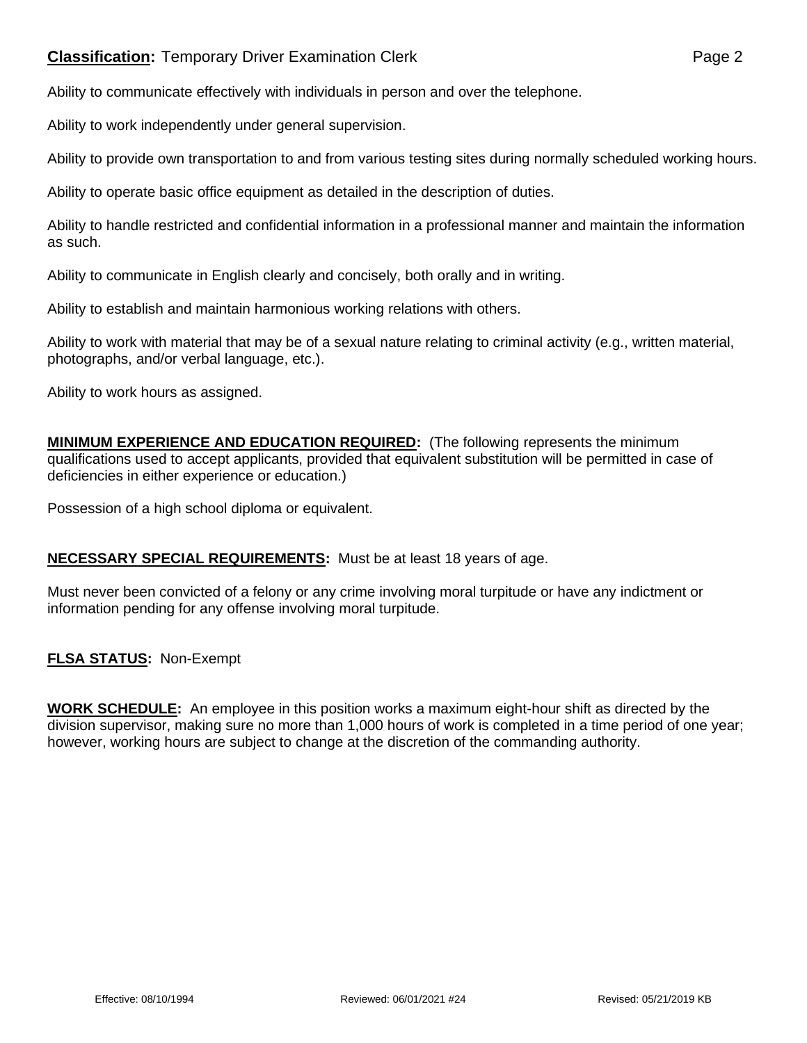Ability to communicate effectively with individuals in person and over the telephone.

Ability to work independently under general supervision.

Ability to provide own transportation to and from various testing sites during normally scheduled working hours.

Ability to operate basic office equipment as detailed in the description of duties.

Ability to handle restricted and confidential information in a professional manner and maintain the information as such.

Ability to communicate in English clearly and concisely, both orally and in writing.

Ability to establish and maintain harmonious working relations with others.

Ability to work with material that may be of a sexual nature relating to criminal activity (e.g., written material, photographs, and/or verbal language, etc.).

Ability to work hours as assigned.

**MINIMUM EXPERIENCE AND EDUCATION REQUIRED:** (The following represents the minimum qualifications used to accept applicants, provided that equivalent substitution will be permitted in case of deficiencies in either experience or education.)

Possession of a high school diploma or equivalent.

**NECESSARY SPECIAL REQUIREMENTS:** Must be at least 18 years of age.

Must never been convicted of a felony or any crime involving moral turpitude or have any indictment or information pending for any offense involving moral turpitude.

**FLSA STATUS:** Non-Exempt

**WORK SCHEDULE:** An employee in this position works a maximum eight-hour shift as directed by the division supervisor, making sure no more than 1,000 hours of work is completed in a time period of one year; however, working hours are subject to change at the discretion of the commanding authority.

Effective: 08/10/1994 Reviewed: 06/01/2021 #24 Revised: 05/21/2019 KB